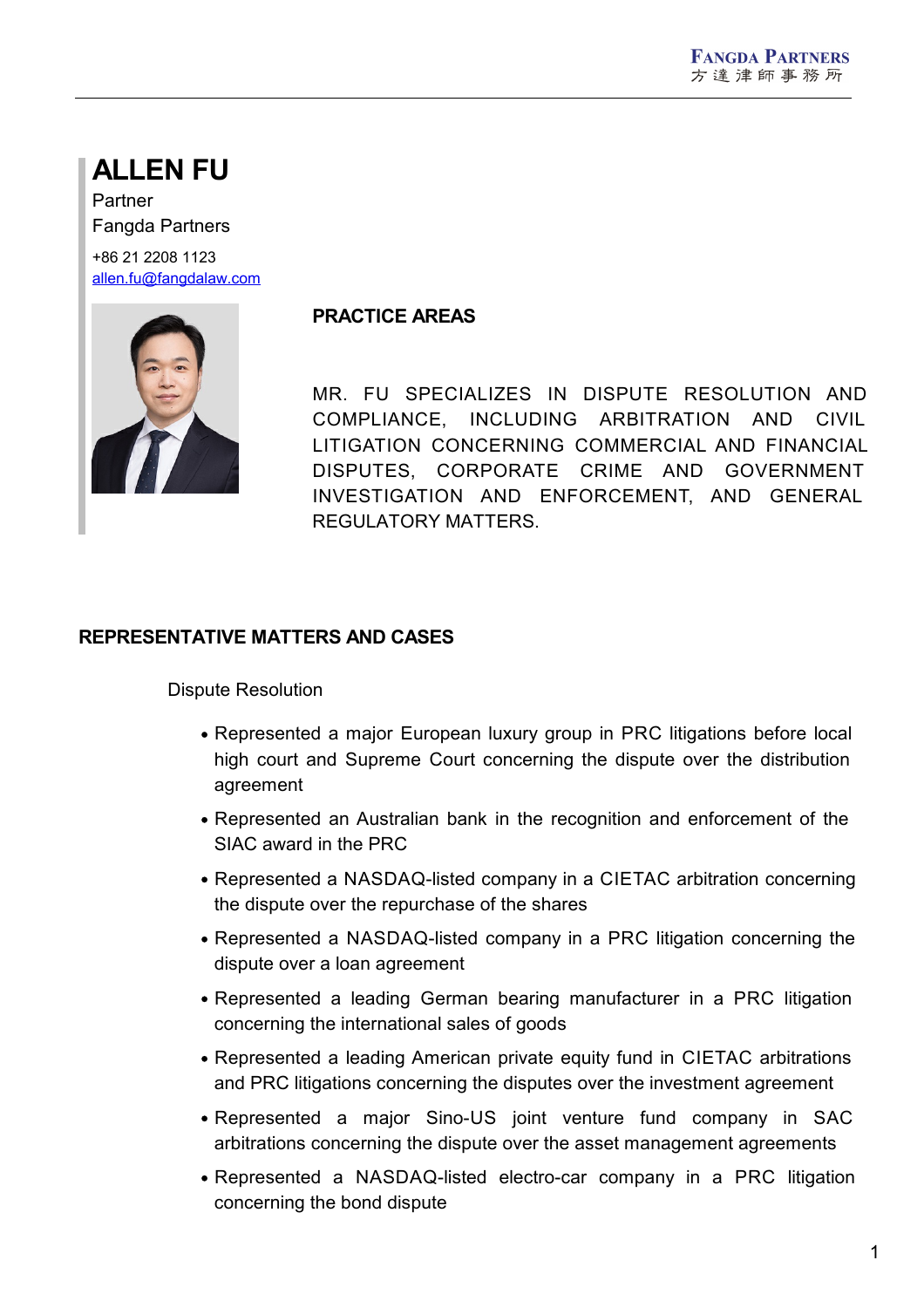# ALLEN FU

Partner
Fangda Partners

+86 21 2208 1123
allen.fu@fangdalaw.com

## PRACTICE AREAS

MR. FU SPECIALIZES IN DISPUTE RESOLUTION AND COMPLIANCE, INCLUDING ARBITRATION AND CIVIL LITIGATION CONCERNING COMMERCIAL AND FINANCIAL DISPUTES, CORPORATE CRIME AND GOVERNMENT INVESTIGATION AND ENFORCEMENT, AND GENERAL REGULATORY MATTERS.

## REPRESENTATIVE MATTERS AND CASES

Dispute Resolution

- Represented a major European luxury group in PRC litigations before local high court and Supreme Court concerning the dispute over the distribution agreement
- Represented an Australian bank in the recognition and enforcement of the SIAC award in the PRC
- Represented a NASDAQ-listed company in a CIETAC arbitration concerning the dispute over the repurchase of the shares
- Represented a NASDAQ-listed company in a PRC litigation concerning the dispute over a loan agreement
- Represented a leading German bearing manufacturer in a PRC litigation concerning the international sales of goods
- Represented a leading American private equity fund in CIETAC arbitrations and PRC litigations concerning the disputes over the investment agreement
- Represented a major Sino-US joint venture fund company in SAC arbitrations concerning the dispute over the asset management agreements
- Represented a NASDAQ-listed electro-car company in a PRC litigation concerning the bond dispute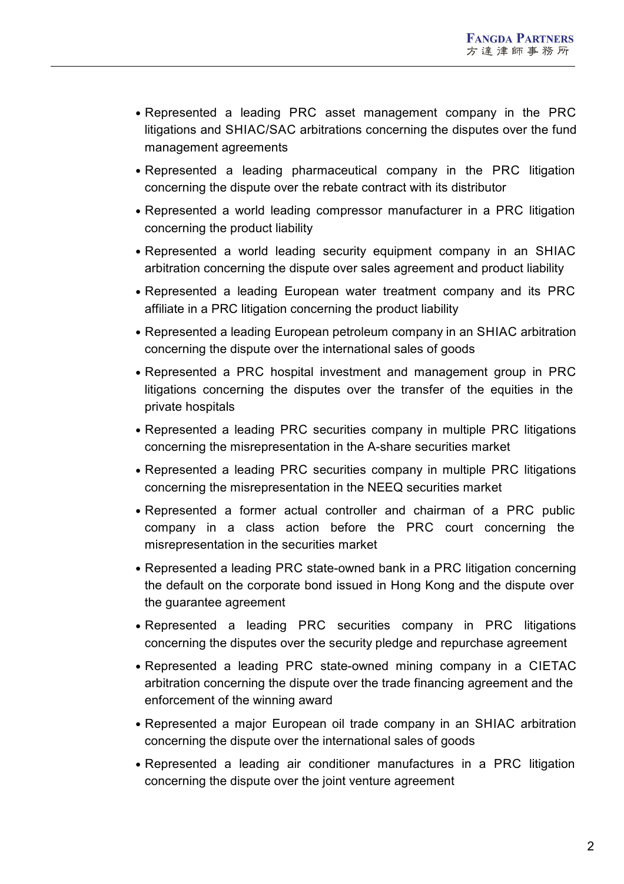- Represented a leading PRC asset management company in the PRC litigations and SHIAC/SAC arbitrations concerning the disputes over the fund management agreements
- Represented a leading pharmaceutical company in the PRC litigation concerning the dispute over the rebate contract with its distributor
- Represented a world leading compressor manufacturer in a PRC litigation concerning the product liability
- Represented a world leading security equipment company in an SHIAC arbitration concerning the dispute over sales agreement and product liability
- Represented a leading European water treatment company and its PRC affiliate in a PRC litigation concerning the product liability
- Represented a leading European petroleum company in an SHIAC arbitration concerning the dispute over the international sales of goods
- Represented a PRC hospital investment and management group in PRC litigations concerning the disputes over the transfer of the equities in the private hospitals
- Represented a leading PRC securities company in multiple PRC litigations concerning the misrepresentation in the A-share securities market
- Represented a leading PRC securities company in multiple PRC litigations concerning the misrepresentation in the NEEQ securities market
- Represented a former actual controller and chairman of a PRC public company in a class action before the PRC court concerning the misrepresentation in the securities market
- Represented a leading PRC state-owned bank in a PRC litigation concerning the default on the corporate bond issued in Hong Kong and the dispute over the guarantee agreement
- Represented a leading PRC securities company in PRC litigations concerning the disputes over the security pledge and repurchase agreement
- Represented a leading PRC state-owned mining company in a CIETAC arbitration concerning the dispute over the trade financing agreement and the enforcement of the winning award
- Represented a major European oil trade company in an SHIAC arbitration concerning the dispute over the international sales of goods
- Represented a leading air conditioner manufactures in a PRC litigation concerning the dispute over the joint venture agreement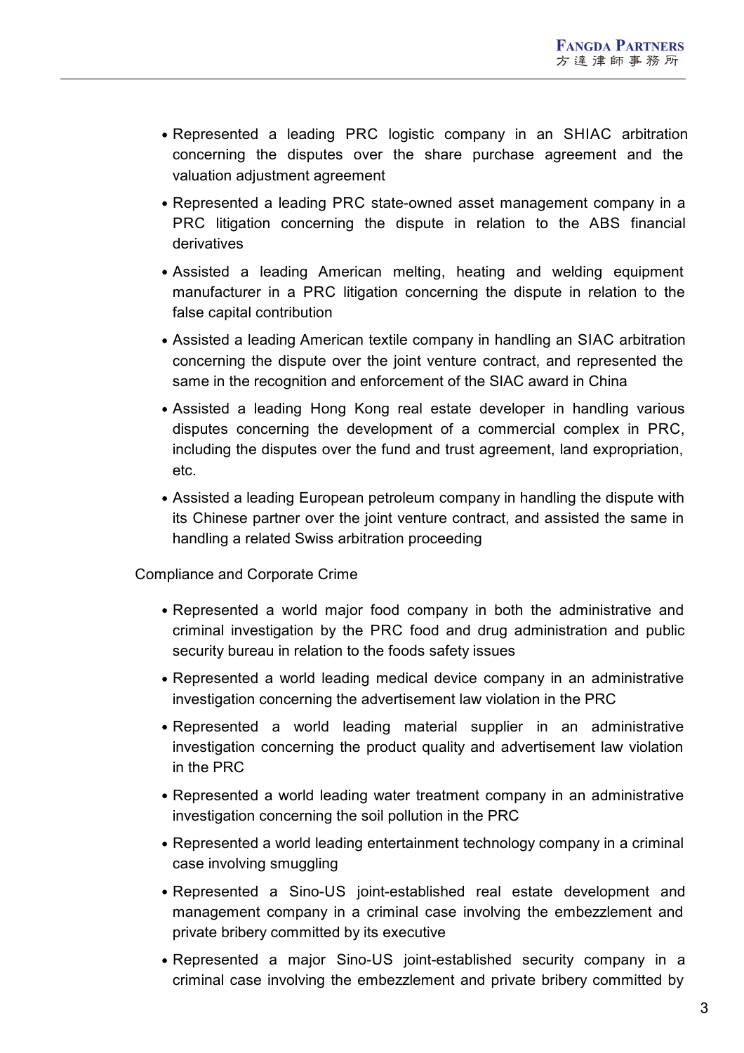- Represented a leading PRC logistic company in an SHIAC arbitration concerning the disputes over the share purchase agreement and the valuation adjustment agreement
- Represented a leading PRC state-owned asset management company in a PRC litigation concerning the dispute in relation to the ABS financial derivatives
- Assisted a leading American melting, heating and welding equipment manufacturer in a PRC litigation concerning the dispute in relation to the false capital contribution
- Assisted a leading American textile company in handling an SIAC arbitration concerning the dispute over the joint venture contract, and represented the same in the recognition and enforcement of the SIAC award in China
- Assisted a leading Hong Kong real estate developer in handling various disputes concerning the development of a commercial complex in PRC, including the disputes over the fund and trust agreement, land expropriation, etc.
- Assisted a leading European petroleum company in handling the dispute with its Chinese partner over the joint venture contract, and assisted the same in handling a related Swiss arbitration proceeding

Compliance and Corporate Crime

- Represented a world major food company in both the administrative and criminal investigation by the PRC food and drug administration and public security bureau in relation to the foods safety issues
- Represented a world leading medical device company in an administrative investigation concerning the advertisement law violation in the PRC
- Represented a world leading material supplier in an administrative investigation concerning the product quality and advertisement law violation in the PRC
- Represented a world leading water treatment company in an administrative investigation concerning the soil pollution in the PRC
- Represented a world leading entertainment technology company in a criminal case involving smuggling
- Represented a Sino-US joint-established real estate development and management company in a criminal case involving the embezzlement and private bribery committed by its executive
- Represented a major Sino-US joint-established security company in a criminal case involving the embezzlement and private bribery committed by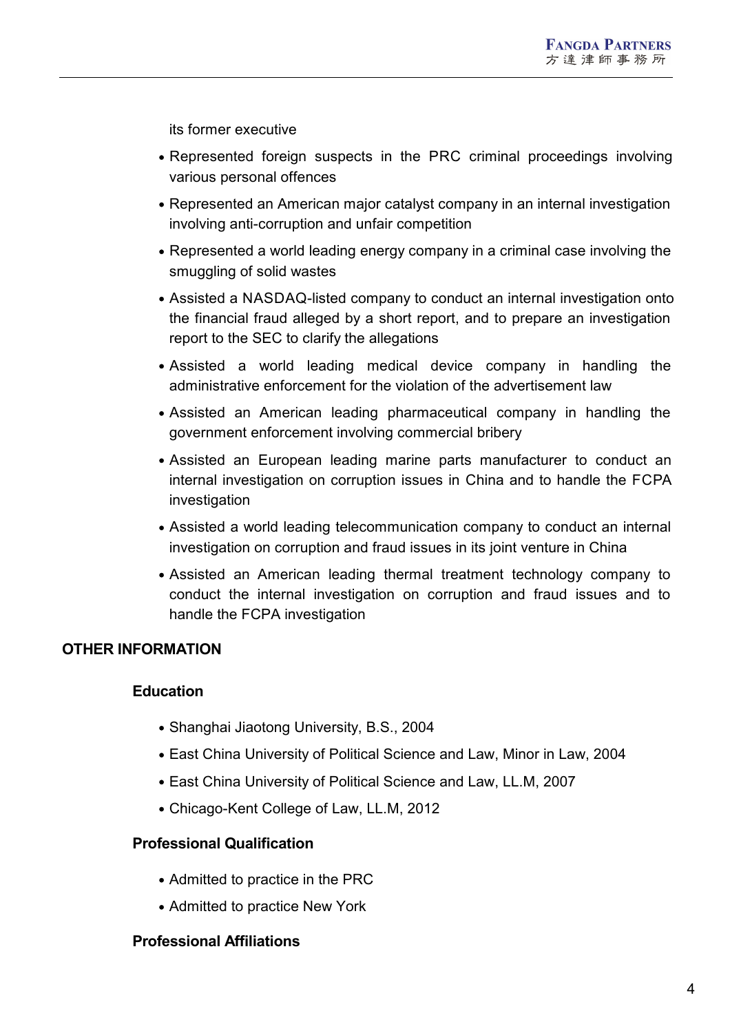its former executive

- Represented foreign suspects in the PRC criminal proceedings involving various personal offences
- Represented an American major catalyst company in an internal investigation involving anti-corruption and unfair competition
- Represented a world leading energy company in a criminal case involving the smuggling of solid wastes
- Assisted a NASDAQ-listed company to conduct an internal investigation onto the financial fraud alleged by a short report, and to prepare an investigation report to the SEC to clarify the allegations
- Assisted a world leading medical device company in handling the administrative enforcement for the violation of the advertisement law
- Assisted an American leading pharmaceutical company in handling the government enforcement involving commercial bribery
- Assisted an European leading marine parts manufacturer to conduct an internal investigation on corruption issues in China and to handle the FCPA investigation
- Assisted a world leading telecommunication company to conduct an internal investigation on corruption and fraud issues in its joint venture in China
- Assisted an American leading thermal treatment technology company to conduct the internal investigation on corruption and fraud issues and to handle the FCPA investigation

## OTHER INFORMATION

### Education

- Shanghai Jiaotong University, B.S., 2004
- East China University of Political Science and Law, Minor in Law, 2004
- East China University of Political Science and Law, LL.M, 2007
- Chicago-Kent College of Law, LL.M, 2012

### Professional Qualification

- Admitted to practice in the PRC
- Admitted to practice New York

### Professional Affiliations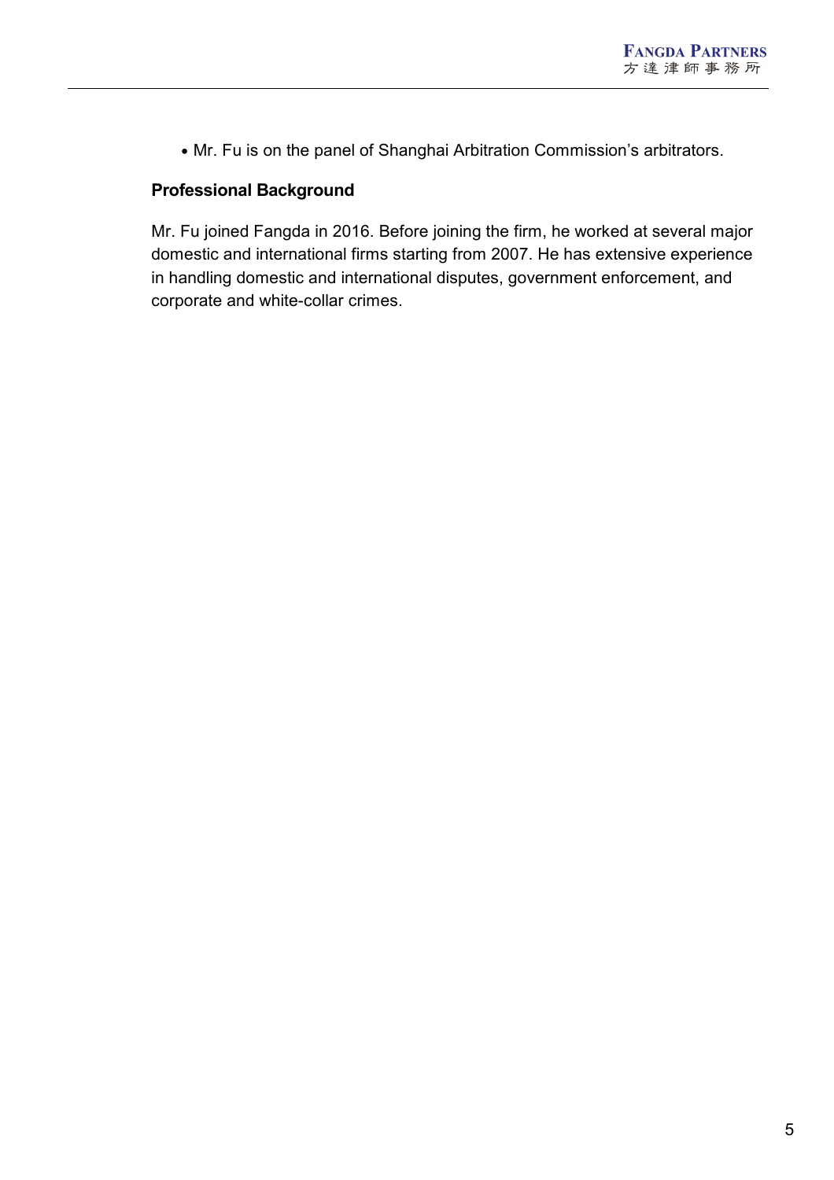- Mr. Fu is on the panel of Shanghai Arbitration Commission’s arbitrators.

**Professional Background**

Mr. Fu joined Fangda in 2016. Before joining the firm, he worked at several major domestic and international firms starting from 2007. He has extensive experience in handling domestic and international disputes, government enforcement, and corporate and white-collar crimes.